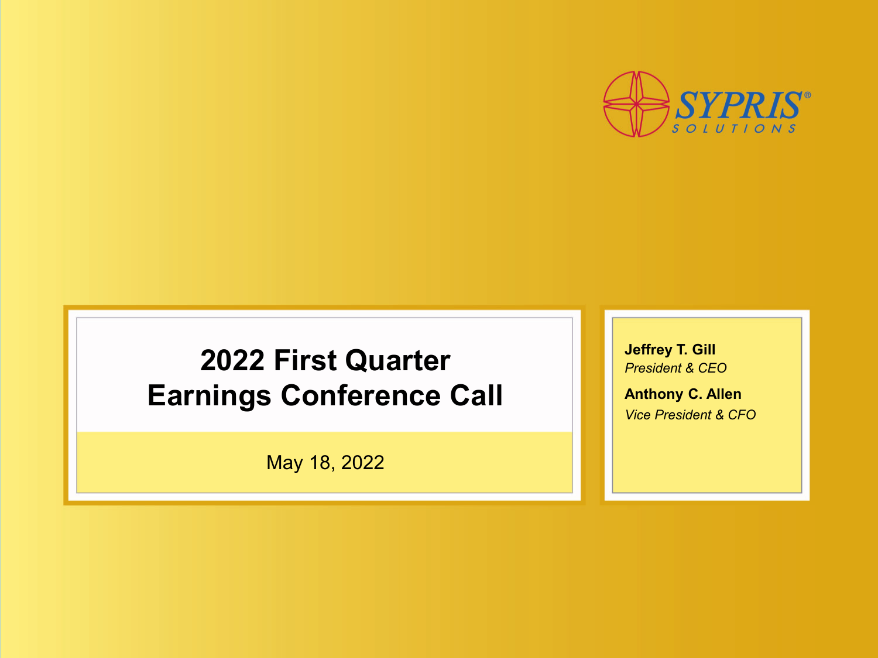SYPRIS SOLUTIONS

# 2022 First Quarter Earnings Conference Call

May 18, 2022

**Jeffrey T. Gill**
*President & CEO*

**Anthony C. Allen**
*Vice President & CFO*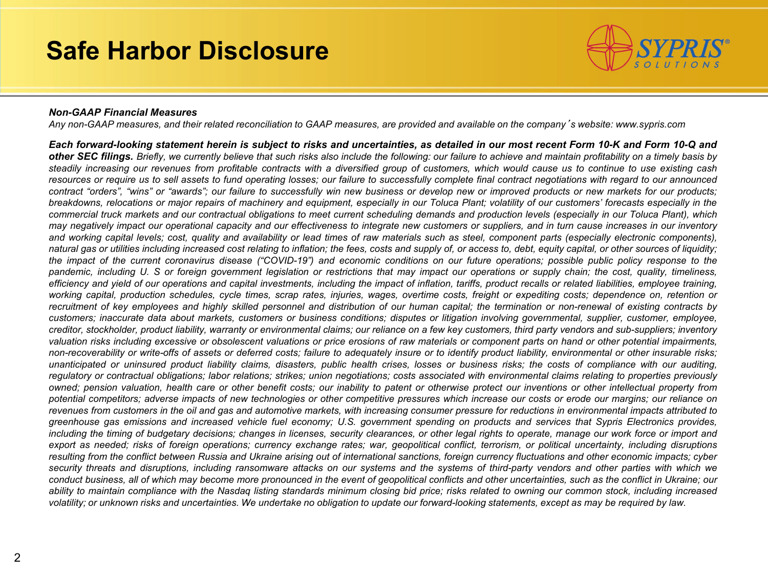# Safe Harbor Disclosure

***Non-GAAP Financial Measures***

*Any non-GAAP measures, and their related reconciliation to GAAP measures, are provided and available on the company's website: www.sypris.com*

***Each forward-looking statement herein is subject to risks and uncertainties, as detailed in our most recent Form 10-K and Form 10-Q and other SEC filings.*** *Briefly, we currently believe that such risks also include the following: our failure to achieve and maintain profitability on a timely basis by steadily increasing our revenues from profitable contracts with a diversified group of customers, which would cause us to continue to use existing cash resources or require us to sell assets to fund operating losses; our failure to successfully complete final contract negotiations with regard to our announced contract "orders", "wins" or "awards"; our failure to successfully win new business or develop new or improved products or new markets for our products; breakdowns, relocations or major repairs of machinery and equipment, especially in our Toluca Plant; volatility of our customers' forecasts especially in the commercial truck markets and our contractual obligations to meet current scheduling demands and production levels (especially in our Toluca Plant), which may negatively impact our operational capacity and our effectiveness to integrate new customers or suppliers, and in turn cause increases in our inventory and working capital levels; cost, quality and availability or lead times of raw materials such as steel, component parts (especially electronic components), natural gas or utilities including increased cost relating to inflation; the fees, costs and supply of, or access to, debt, equity capital, or other sources of liquidity; the impact of the current coronavirus disease ("COVID-19") and economic conditions on our future operations; possible public policy response to the pandemic, including U. S or foreign government legislation or restrictions that may impact our operations or supply chain; the cost, quality, timeliness, efficiency and yield of our operations and capital investments, including the impact of inflation, tariffs, product recalls or related liabilities, employee training, working capital, production schedules, cycle times, scrap rates, injuries, wages, overtime costs, freight or expediting costs; dependence on, retention or recruitment of key employees and highly skilled personnel and distribution of our human capital; the termination or non-renewal of existing contracts by customers; inaccurate data about markets, customers or business conditions; disputes or litigation involving governmental, supplier, customer, employee, creditor, stockholder, product liability, warranty or environmental claims; our reliance on a few key customers, third party vendors and sub-suppliers; inventory valuation risks including excessive or obsolescent valuations or price erosions of raw materials or component parts on hand or other potential impairments, non-recoverability or write-offs of assets or deferred costs; failure to adequately insure or to identify product liability, environmental or other insurable risks; unanticipated or uninsured product liability claims, disasters, public health crises, losses or business risks; the costs of compliance with our auditing, regulatory or contractual obligations; labor relations; strikes; union negotiations; costs associated with environmental claims relating to properties previously owned; pension valuation, health care or other benefit costs; our inability to patent or otherwise protect our inventions or other intellectual property from potential competitors; adverse impacts of new technologies or other competitive pressures which increase our costs or erode our margins; our reliance on revenues from customers in the oil and gas and automotive markets, with increasing consumer pressure for reductions in environmental impacts attributed to greenhouse gas emissions and increased vehicle fuel economy; U.S. government spending on products and services that Sypris Electronics provides, including the timing of budgetary decisions; changes in licenses, security clearances, or other legal rights to operate, manage our work force or import and export as needed; risks of foreign operations; currency exchange rates; war, geopolitical conflict, terrorism, or political uncertainty, including disruptions resulting from the conflict between Russia and Ukraine arising out of international sanctions, foreign currency fluctuations and other economic impacts; cyber security threats and disruptions, including ransomware attacks on our systems and the systems of third-party vendors and other parties with which we conduct business, all of which may become more pronounced in the event of geopolitical conflicts and other uncertainties, such as the conflict in Ukraine; our ability to maintain compliance with the Nasdaq listing standards minimum closing bid price; risks related to owning our common stock, including increased volatility; or unknown risks and uncertainties. We undertake no obligation to update our forward-looking statements, except as may be required by law.*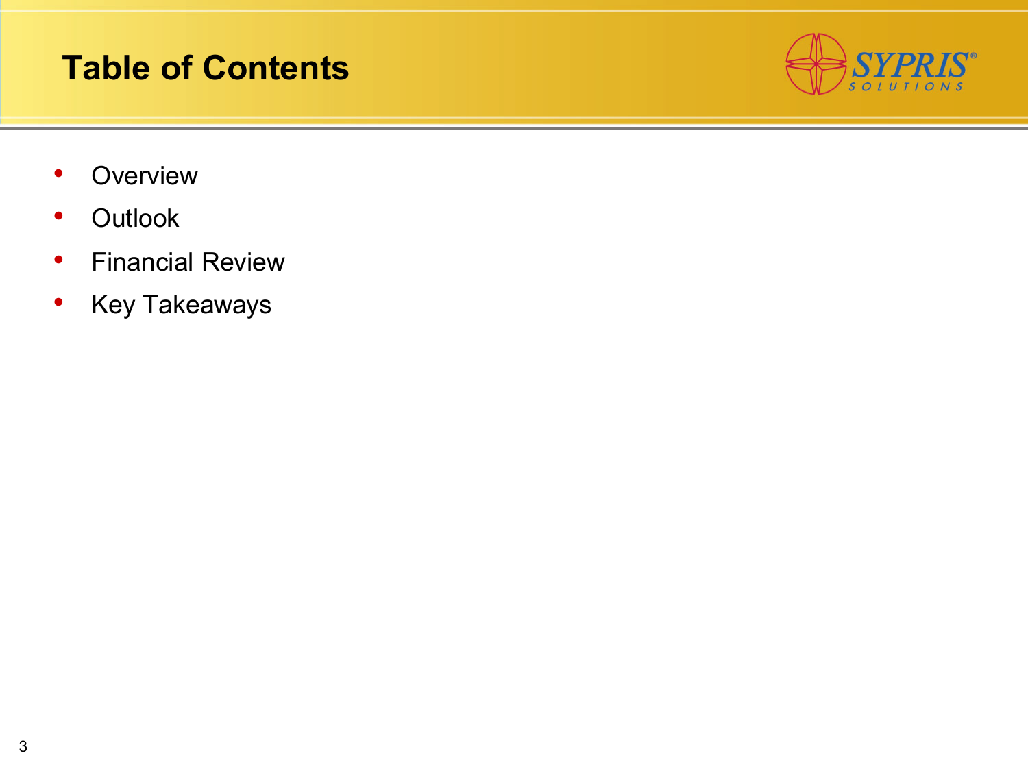# Table of Contents

- Overview
- Outlook
- Financial Review
- Key Takeaways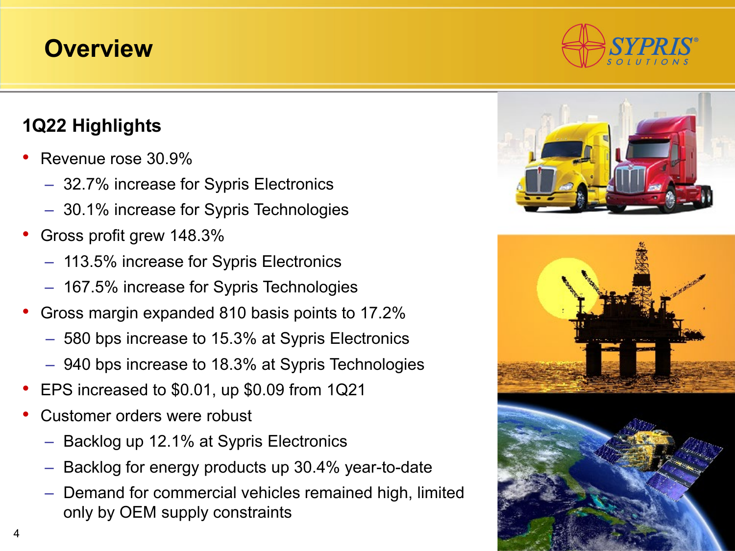# Overview

## 1Q22 Highlights

- Revenue rose 30.9%
  - 32.7% increase for Sypris Electronics
  - 30.1% increase for Sypris Technologies
- Gross profit grew 148.3%
  - 113.5% increase for Sypris Electronics
  - 167.5% increase for Sypris Technologies
- Gross margin expanded 810 basis points to 17.2%
  - 580 bps increase to 15.3% at Sypris Electronics
  - 940 bps increase to 18.3% at Sypris Technologies
- EPS increased to $0.01, up $0.09 from 1Q21
- Customer orders were robust
  - Backlog up 12.1% at Sypris Electronics
  - Backlog for energy products up 30.4% year-to-date
  - Demand for commercial vehicles remained high, limited only by OEM supply constraints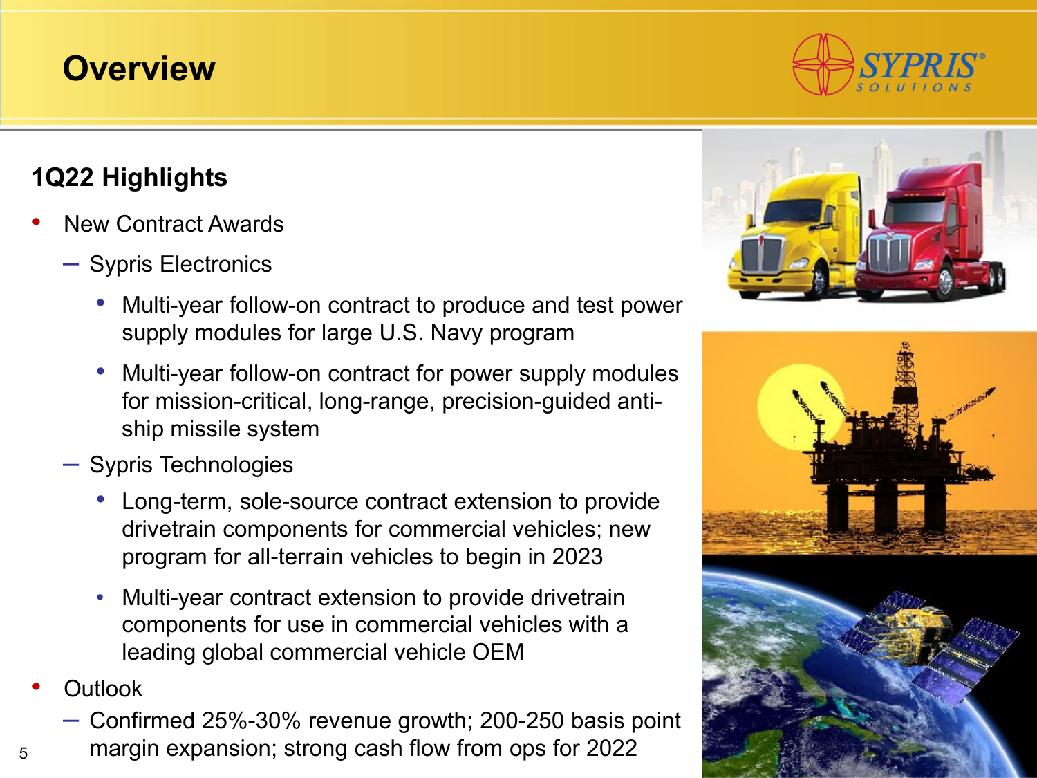# Overview

## 1Q22 Highlights

- New Contract Awards
  - Sypris Electronics
    - Multi-year follow-on contract to produce and test power supply modules for large U.S. Navy program
    - Multi-year follow-on contract for power supply modules for mission-critical, long-range, precision-guided anti-ship missile system
  - Sypris Technologies
    - Long-term, sole-source contract extension to provide drivetrain components for commercial vehicles; new program for all-terrain vehicles to begin in 2023
    - Multi-year contract extension to provide drivetrain components for use in commercial vehicles with a leading global commercial vehicle OEM
- Outlook
  - Confirmed 25%-30% revenue growth; 200-250 basis point margin expansion; strong cash flow from ops for 2022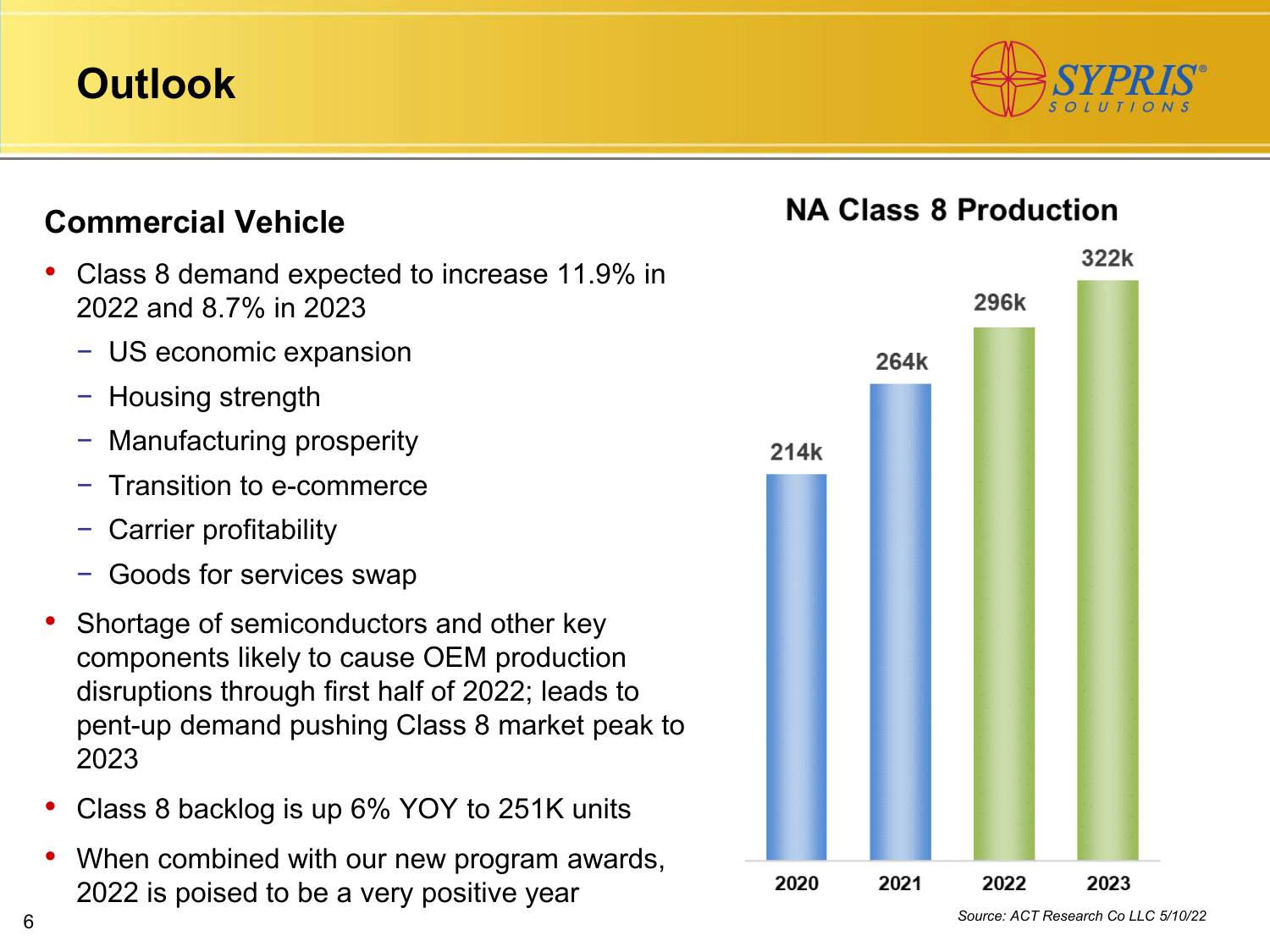# Outlook

## Commercial Vehicle

- Class 8 demand expected to increase 11.9% in 2022 and 8.7% in 2023
  - US economic expansion
  - Housing strength
  - Manufacturing prosperity
  - Transition to e-commerce
  - Carrier profitability
  - Goods for services swap
- Shortage of semiconductors and other key components likely to cause OEM production disruptions through first half of 2022; leads to pent-up demand pushing Class 8 market peak to 2023
- Class 8 backlog is up 6% YOY to 251K units
- When combined with our new program awards, 2022 is poised to be a very positive year

### NA Class 8 Production

| Year | Production |
|---|---|
| 2020 | 214k |
| 2021 | 264k |
| 2022 | 296k |
| 2023 | 322k |

*Source: ACT Research Co LLC 5/10/22*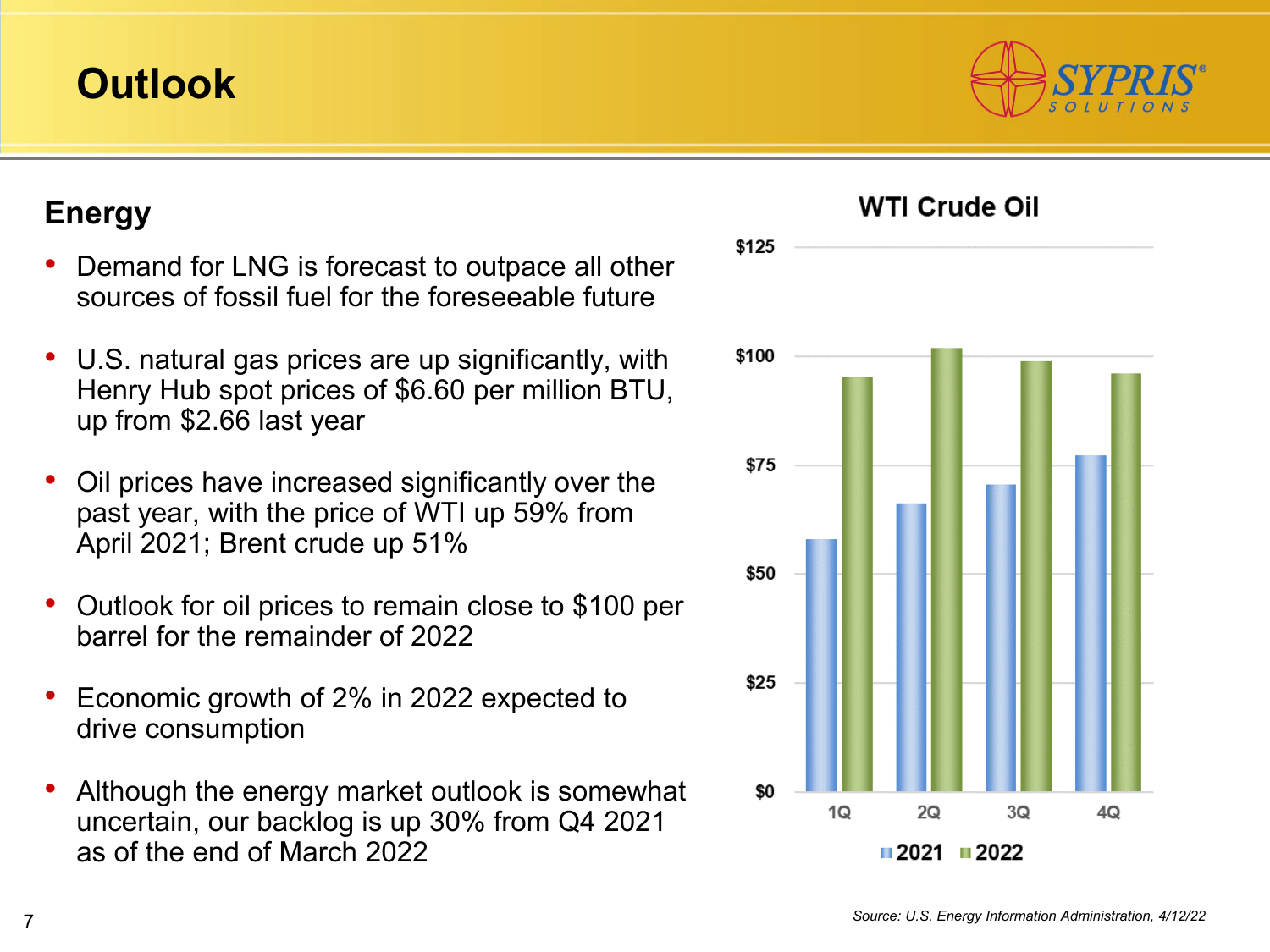# Outlook

## Energy

- Demand for LNG is forecast to outpace all other sources of fossil fuel for the foreseeable future
- U.S. natural gas prices are up significantly, with Henry Hub spot prices of $6.60 per million BTU, up from $2.66 last year
- Oil prices have increased significantly over the past year, with the price of WTI up 59% from April 2021; Brent crude up 51%
- Outlook for oil prices to remain close to $100 per barrel for the remainder of 2022
- Economic growth of 2% in 2022 expected to drive consumption
- Although the energy market outlook is somewhat uncertain, our backlog is up 30% from Q4 2021 as of the end of March 2022

**WTI Crude Oil**

| | 1Q | 2Q | 3Q | 4Q |
|---|---|---|---|---|
| 2021 | ~$58 | ~$66 | ~$71 | ~$77 |
| 2022 | ~$95 | ~$102 | ~$99 | ~$96 |

*Source: U.S. Energy Information Administration, 4/12/22*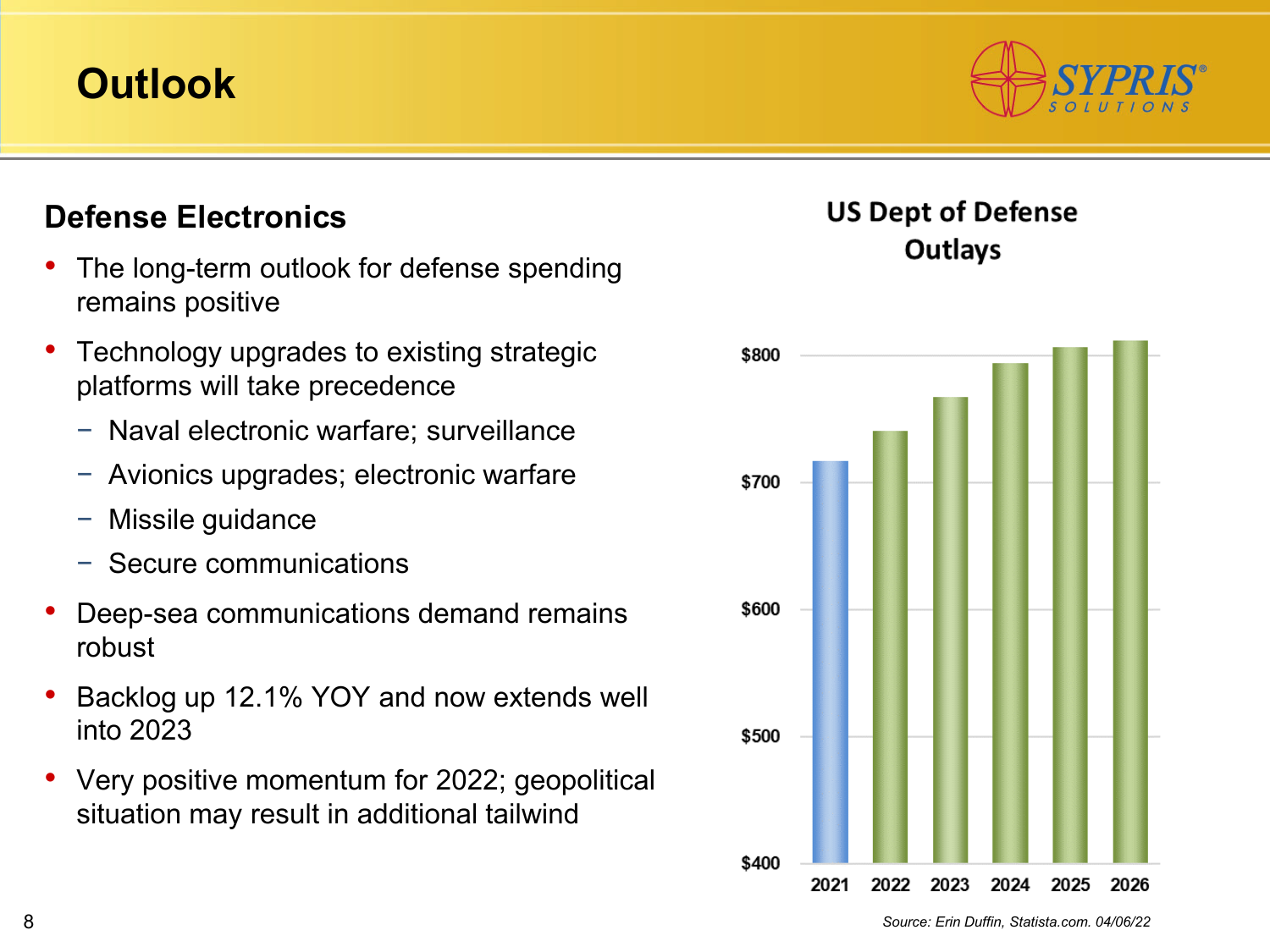# Outlook

## Defense Electronics

- The long-term outlook for defense spending remains positive
- Technology upgrades to existing strategic platforms will take precedence
  - Naval electronic warfare; surveillance
  - Avionics upgrades; electronic warfare
  - Missile guidance
  - Secure communications
- Deep-sea communications demand remains robust
- Backlog up 12.1% YOY and now extends well into 2023
- Very positive momentum for 2022; geopolitical situation may result in additional tailwind

**US Dept of Defense Outlays**

$800

$700

$600

$500

$400

2021 2022 2023 2024 2025 2026

*Source: Erin Duffin, Statista.com. 04/06/22*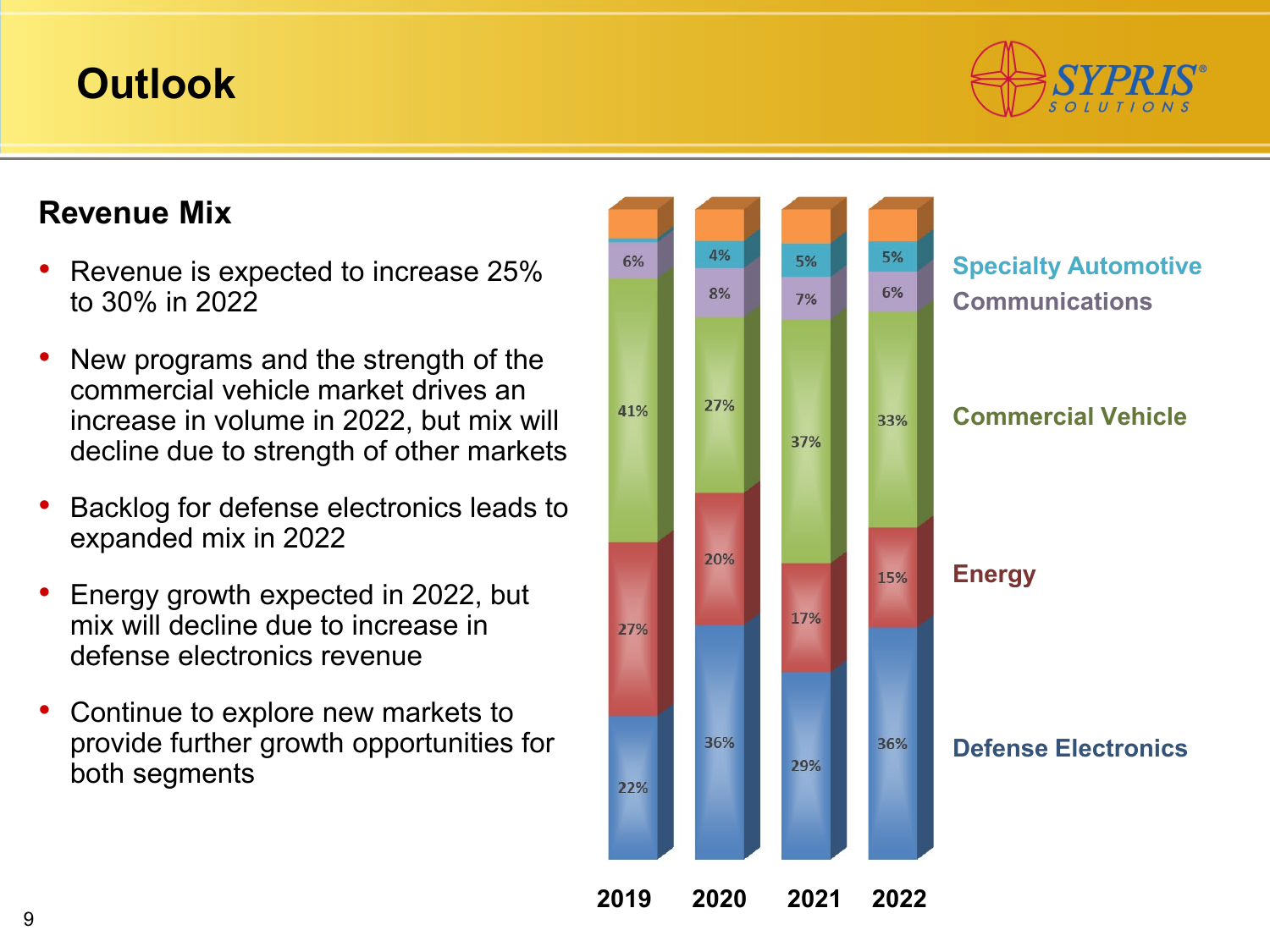# Outlook

## Revenue Mix

- Revenue is expected to increase 25% to 30% in 2022
- New programs and the strength of the commercial vehicle market drives an increase in volume in 2022, but mix will decline due to strength of other markets
- Backlog for defense electronics leads to expanded mix in 2022
- Energy growth expected in 2022, but mix will decline due to increase in defense electronics revenue
- Continue to explore new markets to provide further growth opportunities for both segments

| | 2019 | 2020 | 2021 | 2022 |
|---|---|---|---|---|
| Specialty Automotive | | 4% | 5% | 5% |
| Communications | 6% | 8% | 7% | 6% |
| Commercial Vehicle | 41% | 27% | 37% | 33% |
| Energy | 27% | 20% | 17% | 15% |
| Defense Electronics | 22% | 36% | 29% | 36% |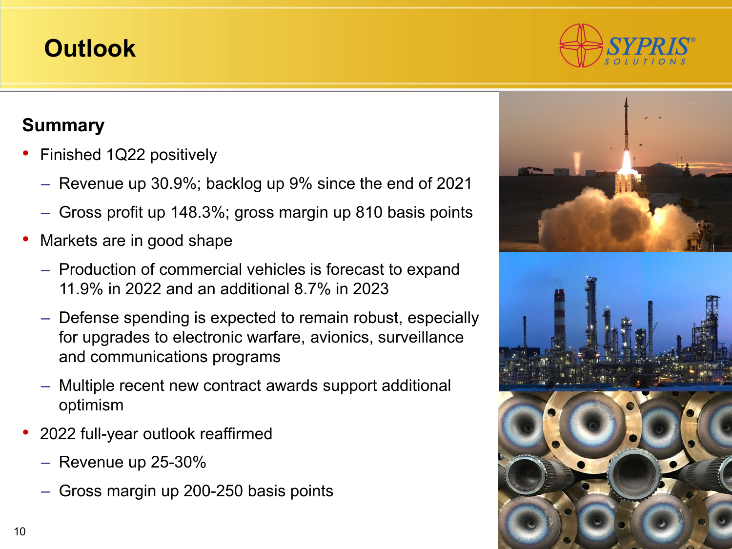# Outlook

## Summary

- Finished 1Q22 positively
  - Revenue up 30.9%; backlog up 9% since the end of 2021
  - Gross profit up 148.3%; gross margin up 810 basis points
- Markets are in good shape
  - Production of commercial vehicles is forecast to expand 11.9% in 2022 and an additional 8.7% in 2023
  - Defense spending is expected to remain robust, especially for upgrades to electronic warfare, avionics, surveillance and communications programs
  - Multiple recent new contract awards support additional optimism
- 2022 full-year outlook reaffirmed
  - Revenue up 25-30%
  - Gross margin up 200-250 basis points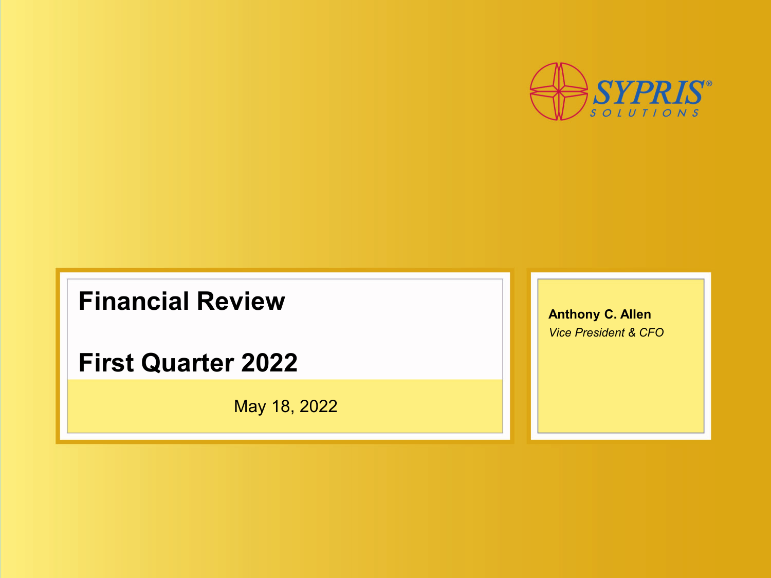SYPRIS SOLUTIONS

# Financial Review

# First Quarter 2022

May 18, 2022

**Anthony C. Allen**
*Vice President & CFO*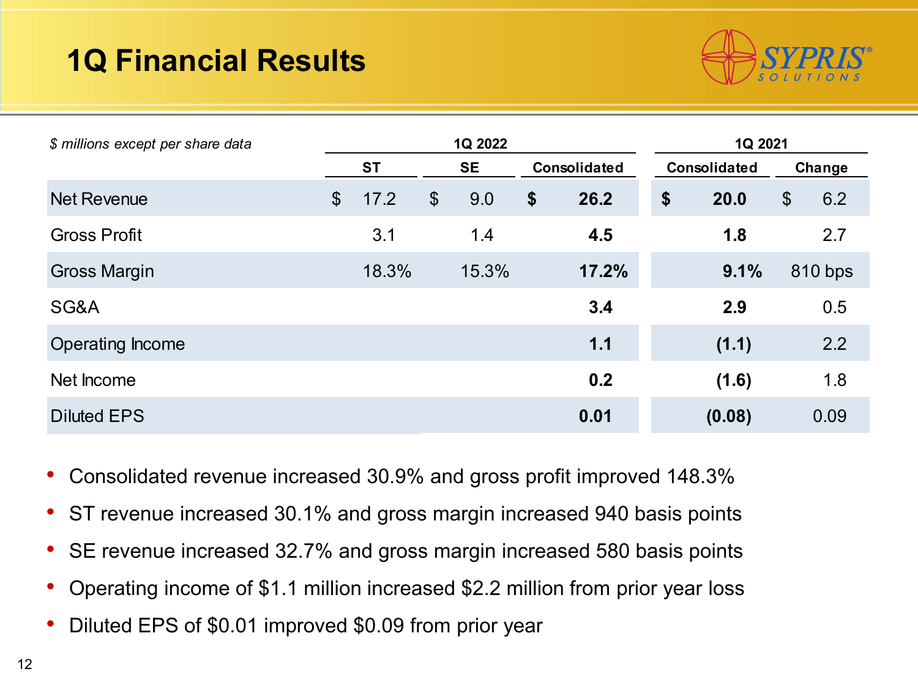# 1Q Financial Results

| *$ millions except per share data* | 1Q 2022 | | | 1Q 2021 | |
|---|---|---|---|---|---|
| | ST | SE | Consolidated | Consolidated | Change |
| Net Revenue | $ 17.2 | $ 9.0 | **$ 26.2** | **$ 20.0** | $ 6.2 |
| Gross Profit | 3.1 | 1.4 | **4.5** | **1.8** | 2.7 |
| Gross Margin | 18.3% | 15.3% | **17.2%** | **9.1%** | 810 bps |
| SG&A | | | **3.4** | **2.9** | 0.5 |
| Operating Income | | | **1.1** | **(1.1)** | 2.2 |
| Net Income | | | **0.2** | **(1.6)** | 1.8 |
| Diluted EPS | | | **0.01** | **(0.08)** | 0.09 |

- Consolidated revenue increased 30.9% and gross profit improved 148.3%
- ST revenue increased 30.1% and gross margin increased 940 basis points
- SE revenue increased 32.7% and gross margin increased 580 basis points
- Operating income of $1.1 million increased $2.2 million from prior year loss
- Diluted EPS of $0.01 improved $0.09 from prior year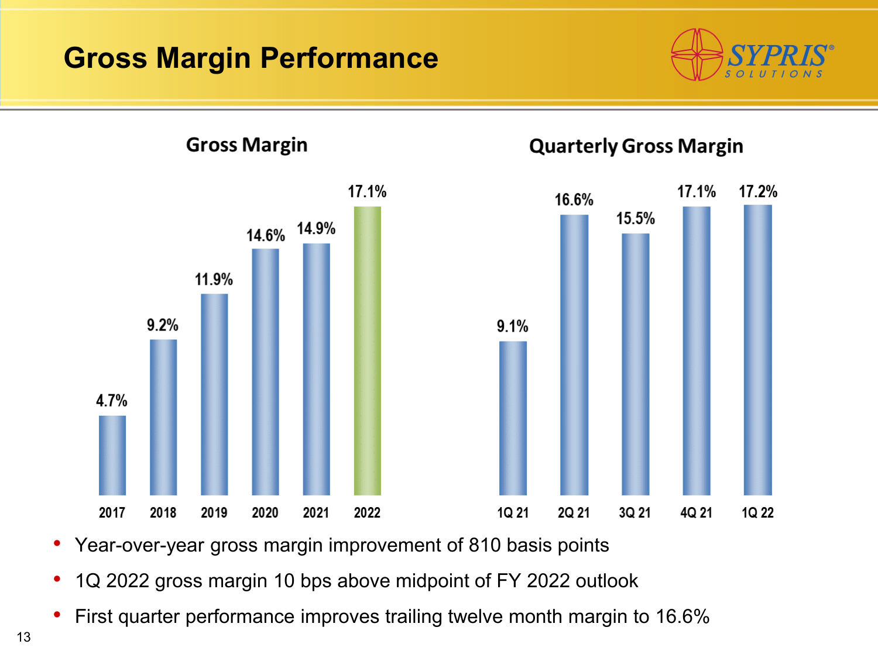# Gross Margin Performance

SYPRIS® SOLUTIONS

## Gross Margin

| 2017 | 2018 | 2019 | 2020 | 2021 | 2022 |
|---|---|---|---|---|---|
| 4.7% | 9.2% | 11.9% | 14.6% | 14.9% | 17.1% |

## Quarterly Gross Margin

| 1Q 21 | 2Q 21 | 3Q 21 | 4Q 21 | 1Q 22 |
|---|---|---|---|---|
| 9.1% | 16.6% | 15.5% | 17.1% | 17.2% |

- Year-over-year gross margin improvement of 810 basis points
- 1Q 2022 gross margin 10 bps above midpoint of FY 2022 outlook
- First quarter performance improves trailing twelve month margin to 16.6%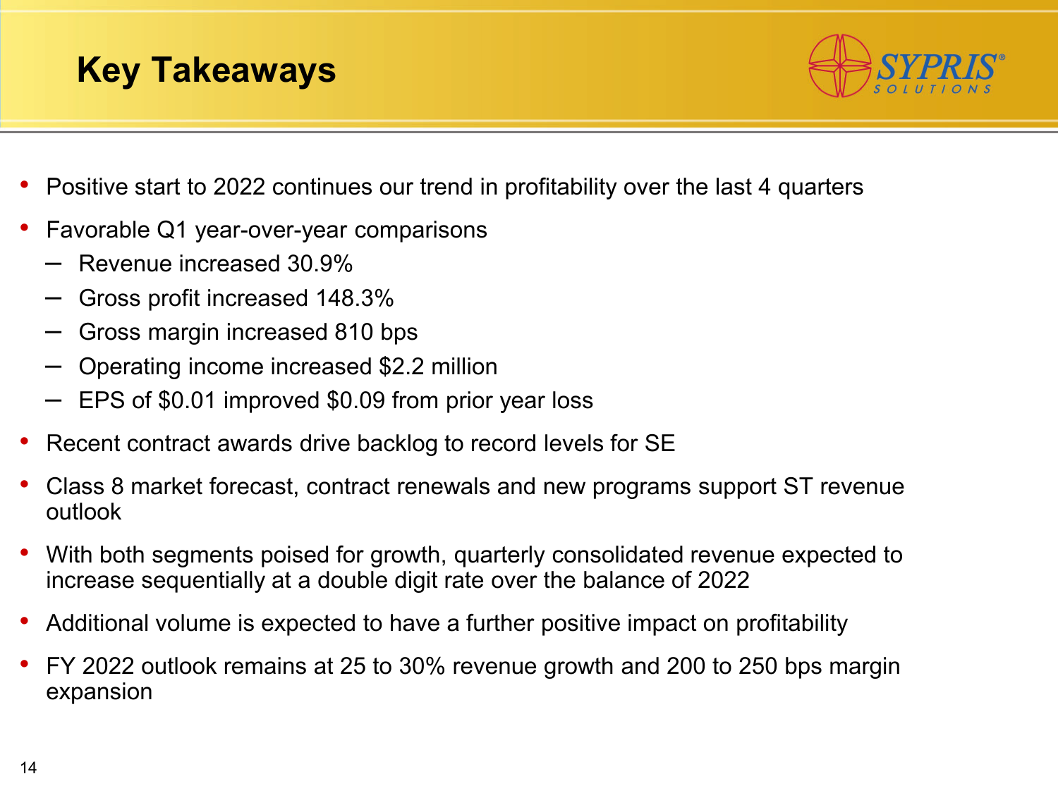# Key Takeaways

SYPRIS SOLUTIONS

- Positive start to 2022 continues our trend in profitability over the last 4 quarters
- Favorable Q1 year-over-year comparisons
  - Revenue increased 30.9%
  - Gross profit increased 148.3%
  - Gross margin increased 810 bps
  - Operating income increased $2.2 million
  - EPS of $0.01 improved $0.09 from prior year loss
- Recent contract awards drive backlog to record levels for SE
- Class 8 market forecast, contract renewals and new programs support ST revenue outlook
- With both segments poised for growth, quarterly consolidated revenue expected to increase sequentially at a double digit rate over the balance of 2022
- Additional volume is expected to have a further positive impact on profitability
- FY 2022 outlook remains at 25 to 30% revenue growth and 200 to 250 bps margin expansion